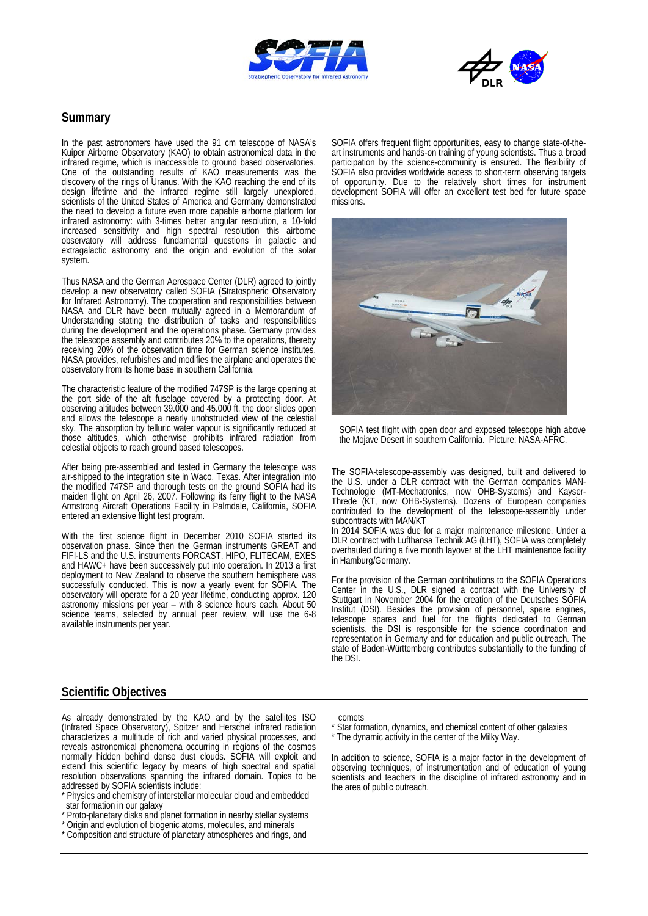## Summary

In the past astronomers have used the 91 cm telescope of NASA's Kuiper Airborne Observatory (KAO) to obtain astronomical data in the infrared regime, which is inaccessible to ground based observatories. One of the outstanding results of KAO measurements was the discovery of the rings of Uranus. With the KAO reaching the end of its design lifetime and the infrared regime still largely unexplored, scientists of the United States of America and Germany demonstrated the need to develop a future even more capable airborne platform for infrared astronomy: with 3-times better angular resolution, a 10-fold increased sensitivity and high spectral resolution this airborne observatory will address fundamental questions in galactic and extragalactic astronomy and the origin and evolution of the solar system.

Thus NASA and the German Aerospace Center (DLR) agreed to jointly develop a new observatory called SOFIA (**S**tratospheric **O**bservatory **f**or **I**nfrared **A**stronomy). The cooperation and responsibilities between NASA and DLR have been mutually agreed in a Memorandum of Understanding stating the distribution of tasks and responsibilities during the development and the operations phase. Germany provides the telescope assembly and contributes 20% to the operations, thereby receiving 20% of the observation time for German science institutes. NASA provides, refurbishes and modifies the airplane and operates the observatory from its home base in southern California.

The characteristic feature of the modified 747SP is the large opening at the port side of the aft fuselage covered by a protecting door. At observing altitudes between 39.000 and 45.000 ft. the door slides open and allows the telescope a nearly unobstructed view of the celestial sky. The absorption by telluric water vapour is significantly reduced at those altitudes, which otherwise prohibits infrared radiation from celestial objects to reach ground based telescopes.

After being pre-assembled and tested in Germany the telescope was air-shipped to the integration site in Waco, Texas. After integration into the modified 747SP and thorough tests on the ground SOFIA had its maiden flight on April 26, 2007. Following its ferry flight to the NASA Armstrong Aircraft Operations Facility in Palmdale, California, SOFIA entered an extensive flight test program.

With the first science flight in December 2010 SOFIA started its observation phase. Since then the German instruments GREAT and FIFI-LS and the U.S. instruments FORCAST, HIPO, FLITECAM, EXES and HAWC+ have been successively put into operation. In 2013 a first deployment to New Zealand to observe the southern hemisphere was successfully conducted. This is now a yearly event for SOFIA. The observatory will operate for a 20 year lifetime, conducting approx. 120 astronomy missions per year – with 8 science hours each. About 50 science teams, selected by annual peer review, will use the 6-8 available instruments per year.

SOFIA offers frequent flight opportunities, easy to change state-of-the-art instruments and hands-on training of young scientists. Thus a broad participation by the science-community is ensured. The flexibility of SOFIA also provides worldwide access to short-term observing targets of opportunity. Due to the relatively short times for instrument development SOFIA will offer an excellent test bed for future space missions.

SOFIA test flight with open door and exposed telescope high above the Mojave Desert in southern California. Picture: NASA-AFRC.

The SOFIA-telescope-assembly was designed, built and delivered to the U.S. under a DLR contract with the German companies MAN-Technologie (MT-Mechatronics, now OHB-Systems) and Kayser-Threde (KT, now OHB-Systems). Dozens of European companies contributed to the development of the telescope-assembly under subcontracts with MAN/KT

In 2014 SOFIA was due for a major maintenance milestone. Under a DLR contract with Lufthansa Technik AG (LHT), SOFIA was completely overhauled during a five month layover at the LHT maintenance facility in Hamburg/Germany.

For the provision of the German contributions to the SOFIA Operations Center in the U.S., DLR signed a contract with the University of Stuttgart in November 2004 for the creation of the Deutsches SOFIA Institut (DSI). Besides the provision of personnel, spare engines, telescope spares and fuel for the flights dedicated to German scientists, the DSI is responsible for the science coordination and representation in Germany and for education and public outreach. The state of Baden-Württemberg contributes substantially to the funding of the DSI.

## Scientific Objectives

As already demonstrated by the KAO and by the satellites ISO (Infrared Space Observatory), Spitzer and Herschel infrared radiation characterizes a multitude of rich and varied physical processes, and reveals astronomical phenomena occurring in regions of the cosmos normally hidden behind dense dust clouds. SOFIA will exploit and extend this scientific legacy by means of high spectral and spatial resolution observations spanning the infrared domain. Topics to be addressed by SOFIA scientists include:

* Physics and chemistry of interstellar molecular cloud and embedded star formation in our galaxy
* Proto-planetary disks and planet formation in nearby stellar systems
* Origin and evolution of biogenic atoms, molecules, and minerals
* Composition and structure of planetary atmospheres and rings, and comets
* Star formation, dynamics, and chemical content of other galaxies
* The dynamic activity in the center of the Milky Way.

In addition to science, SOFIA is a major factor in the development of observing techniques, of instrumentation and of education of young scientists and teachers in the discipline of infrared astronomy and in the area of public outreach.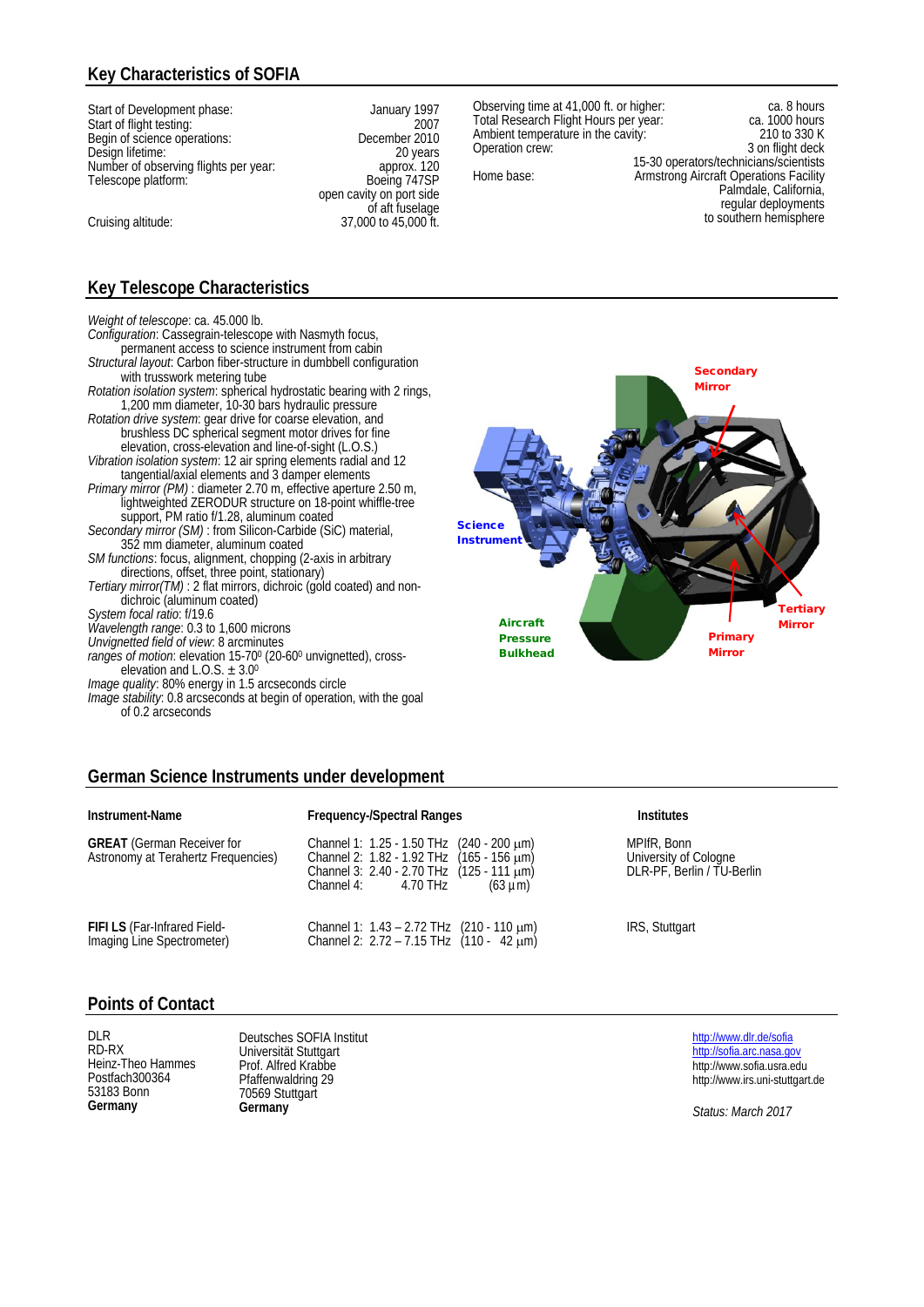## Key Characteristics of SOFIA

| | |
|---|---|
| Start of Development phase: | January 1997 |
| Start of flight testing: | 2007 |
| Begin of science operations: | December 2010 |
| Design lifetime: | 20 years |
| Number of observing flights per year: | approx. 120 |
| Telescope platform: | Boeing 747SP open cavity on port side of aft fuselage |
| Cruising altitude: | 37,000 to 45,000 ft. |
| Observing time at 41,000 ft. or higher: | ca. 8 hours |
| Total Research Flight Hours per year: | ca. 1000 hours |
| Ambient temperature in the cavity: | 210 to 330 K |
| Operation crew: | 3 on flight deck 15-30 operators/technicians/scientists |
| Home base: | Armstrong Aircraft Operations Facility Palmdale, California, regular deployments to southern hemisphere |

## Key Telescope Characteristics

*Weight of telescope*: ca. 45.000 lb.
*Configuration*: Cassegrain-telescope with Nasmyth focus, permanent access to science instrument from cabin
*Structural layout*: Carbon fiber-structure in dumbbell configuration with trusswork metering tube
*Rotation isolation system*: spherical hydrostatic bearing with 2 rings, 1,200 mm diameter, 10-30 bars hydraulic pressure
*Rotation drive system*: gear drive for coarse elevation, and brushless DC spherical segment motor drives for fine elevation, cross-elevation and line-of-sight (L.O.S.)
*Vibration isolation system*: 12 air spring elements radial and 12 tangential/axial elements and 3 damper elements
*Primary mirror (PM)* : diameter 2.70 m, effective aperture 2.50 m, lightweighted ZERODUR structure on 18-point whiffle-tree support, PM ratio f/1.28, aluminum coated
*Secondary mirror (SM)* : from Silicon-Carbide (SiC) material, 352 mm diameter, aluminum coated
*SM functions*: focus, alignment, chopping (2-axis in arbitrary directions, offset, three point, stationary)
*Tertiary mirror(TM)* : 2 flat mirrors, dichroic (gold coated) and non-dichroic (aluminum coated)
*System focal ratio*: f/19.6
*Wavelength range*: 0.3 to 1,600 microns
*Unvignetted field of view*: 8 arcminutes
*ranges of motion*: elevation 15-70$^0$ (20-60$^0$ unvignetted), cross-elevation and L.O.S. ± 3.0$^0$
*Image quality*: 80% energy in 1.5 arcseconds circle
*Image stability*: 0.8 arcseconds at begin of operation, with the goal of 0.2 arcseconds

Secondary Mirror
Science Instrument
Aircraft Pressure Bulkhead
Primary Mirror
Tertiary Mirror

## German Science Instruments under development

| Instrument-Name | Frequency-/Spectral Ranges | Institutes |
|---|---|---|
| **GREAT** (German Receiver for Astronomy at Terahertz Frequencies) | Channel 1: 1.25 - 1.50 THz (240 - 200 µm)<br>Channel 2: 1.82 - 1.92 THz (165 - 156 µm)<br>Channel 3: 2.40 - 2.70 THz (125 - 111 µm)<br>Channel 4: 4.70 THz (63 µm) | MPIfR, Bonn<br>University of Cologne<br>DLR-PF, Berlin / TU-Berlin |
| **FIFI LS** (Far-Infrared Field-Imaging Line Spectrometer) | Channel 1: 1.43 – 2.72 THz (210 - 110 µm)<br>Channel 2: 2.72 – 7.15 THz (110 - 42 µm) | IRS, Stuttgart |

## Points of Contact

DLR
RD-RX
Heinz-Theo Hammes
Postfach300364
53183 Bonn
**Germany**

Deutsches SOFIA Institut
Universität Stuttgart
Prof. Alfred Krabbe
Pfaffenwaldring 29
70569 Stuttgart
**Germany**

http://www.dlr.de/sofia
http://sofia.arc.nasa.gov
http://www.sofia.usra.edu
http://www.irs.uni-stuttgart.de

*Status: March 2017*